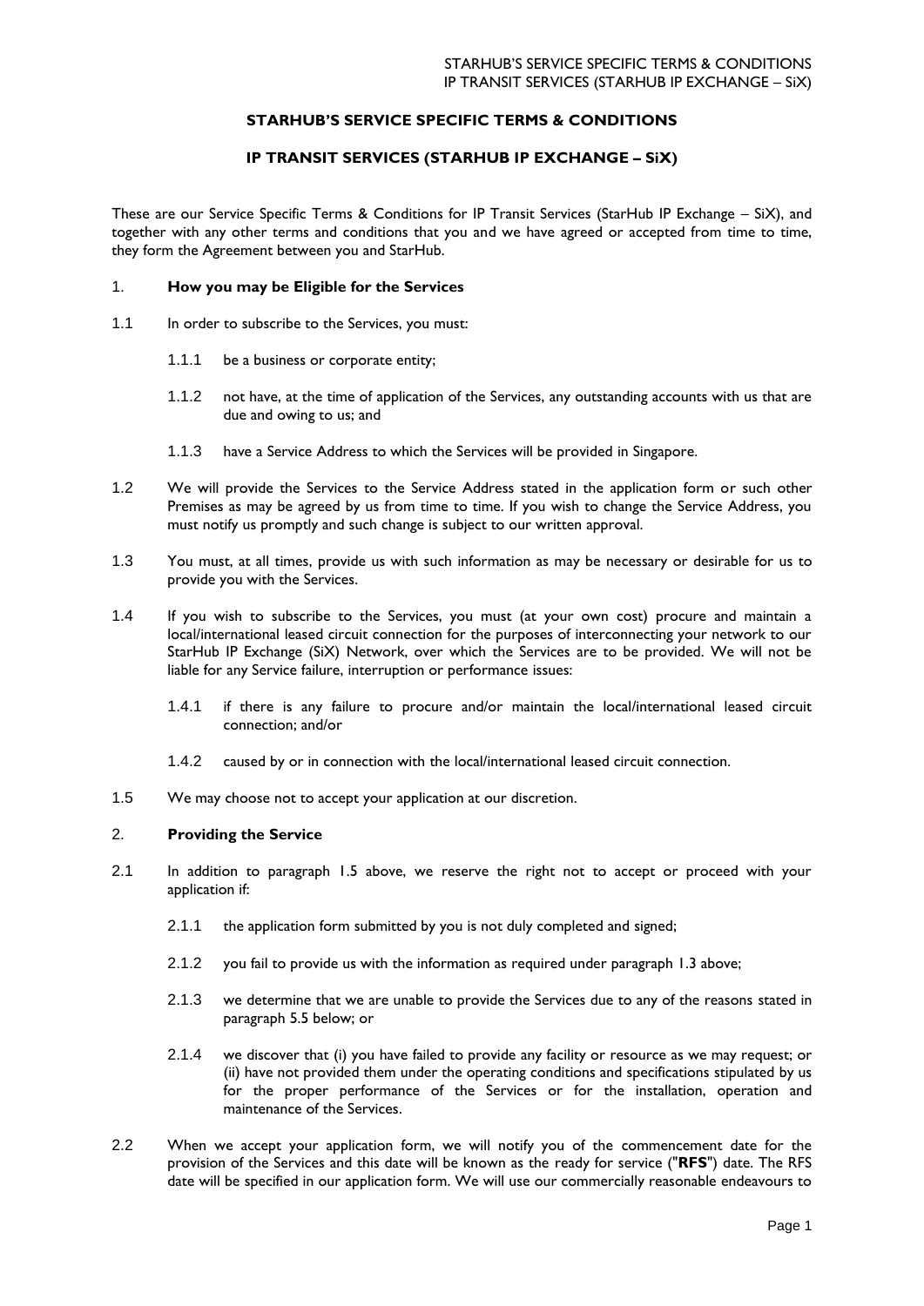# STARHUB'S SERVICE SPECIFIC TERMS & CONDITIONS

## IP TRANSIT SERVICES (STARHUB IP EXCHANGE – SiX)

These are our Service Specific Terms & Conditions for IP Transit Services (StarHub IP Exchange – SiX), and together with any other terms and conditions that you and we have agreed or accepted from time to time, they form the Agreement between you and StarHub.

### 1. How you may be Eligible for the Services

1.1 In order to subscribe to the Services, you must:

1.1.1 be a business or corporate entity;

1.1.2 not have, at the time of application of the Services, any outstanding accounts with us that are due and owing to us; and

1.1.3 have a Service Address to which the Services will be provided in Singapore.

1.2 We will provide the Services to the Service Address stated in the application form or such other Premises as may be agreed by us from time to time. If you wish to change the Service Address, you must notify us promptly and such change is subject to our written approval.

1.3 You must, at all times, provide us with such information as may be necessary or desirable for us to provide you with the Services.

1.4 If you wish to subscribe to the Services, you must (at your own cost) procure and maintain a local/international leased circuit connection for the purposes of interconnecting your network to our StarHub IP Exchange (SiX) Network, over which the Services are to be provided. We will not be liable for any Service failure, interruption or performance issues:

1.4.1 if there is any failure to procure and/or maintain the local/international leased circuit connection; and/or

1.4.2 caused by or in connection with the local/international leased circuit connection.

1.5 We may choose not to accept your application at our discretion.

### 2. Providing the Service

2.1 In addition to paragraph 1.5 above, we reserve the right not to accept or proceed with your application if:

2.1.1 the application form submitted by you is not duly completed and signed;

2.1.2 you fail to provide us with the information as required under paragraph 1.3 above;

2.1.3 we determine that we are unable to provide the Services due to any of the reasons stated in paragraph 5.5 below; or

2.1.4 we discover that (i) you have failed to provide any facility or resource as we may request; or (ii) have not provided them under the operating conditions and specifications stipulated by us for the proper performance of the Services or for the installation, operation and maintenance of the Services.

2.2 When we accept your application form, we will notify you of the commencement date for the provision of the Services and this date will be known as the ready for service ("**RFS**") date. The RFS date will be specified in our application form. We will use our commercially reasonable endeavours to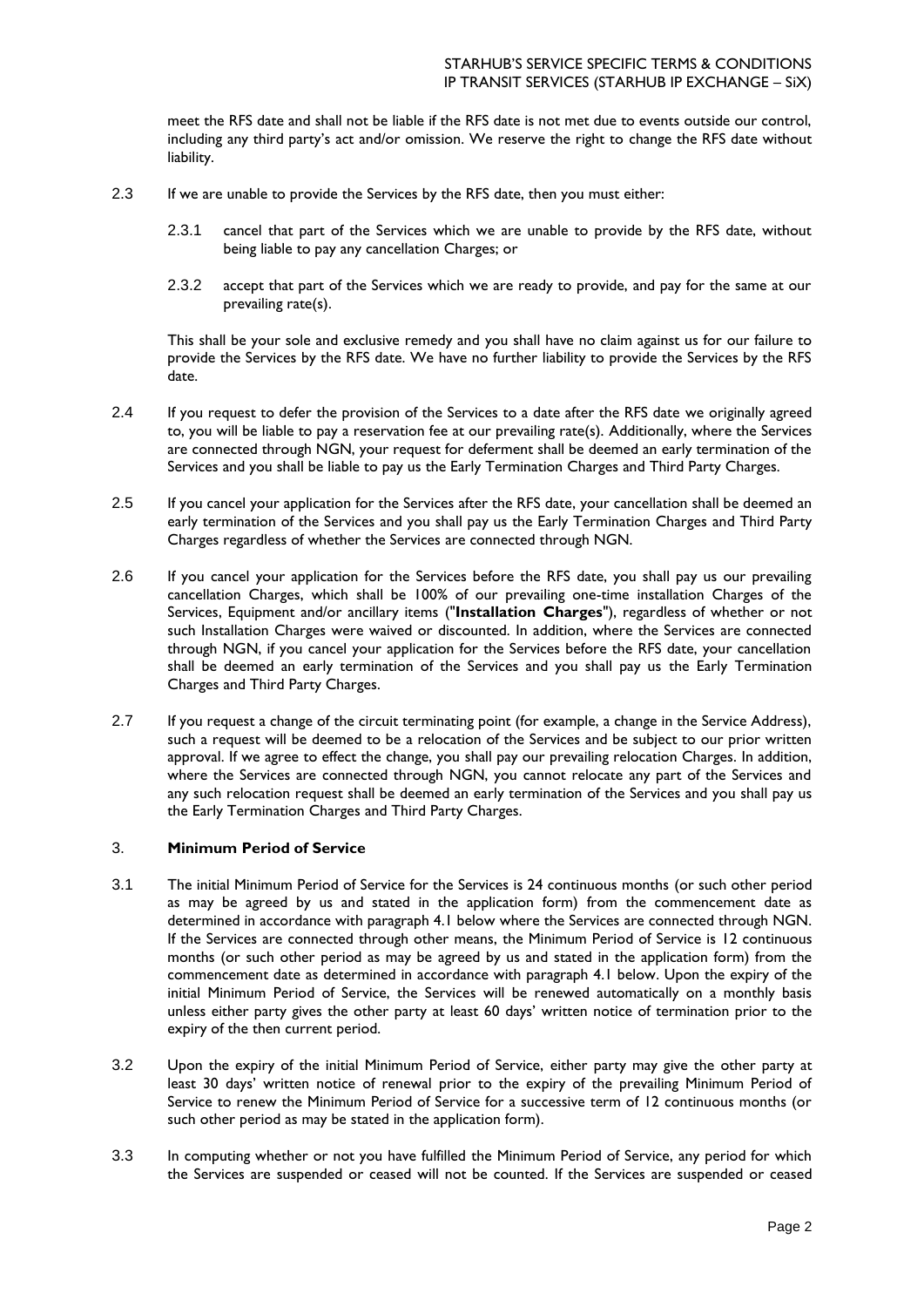meet the RFS date and shall not be liable if the RFS date is not met due to events outside our control, including any third party's act and/or omission. We reserve the right to change the RFS date without liability.

2.3 If we are unable to provide the Services by the RFS date, then you must either:

2.3.1 cancel that part of the Services which we are unable to provide by the RFS date, without being liable to pay any cancellation Charges; or

2.3.2 accept that part of the Services which we are ready to provide, and pay for the same at our prevailing rate(s).

This shall be your sole and exclusive remedy and you shall have no claim against us for our failure to provide the Services by the RFS date. We have no further liability to provide the Services by the RFS date.

2.4 If you request to defer the provision of the Services to a date after the RFS date we originally agreed to, you will be liable to pay a reservation fee at our prevailing rate(s). Additionally, where the Services are connected through NGN, your request for deferment shall be deemed an early termination of the Services and you shall be liable to pay us the Early Termination Charges and Third Party Charges.

2.5 If you cancel your application for the Services after the RFS date, your cancellation shall be deemed an early termination of the Services and you shall pay us the Early Termination Charges and Third Party Charges regardless of whether the Services are connected through NGN.

2.6 If you cancel your application for the Services before the RFS date, you shall pay us our prevailing cancellation Charges, which shall be 100% of our prevailing one-time installation Charges of the Services, Equipment and/or ancillary items ("**Installation Charges**"), regardless of whether or not such Installation Charges were waived or discounted. In addition, where the Services are connected through NGN, if you cancel your application for the Services before the RFS date, your cancellation shall be deemed an early termination of the Services and you shall pay us the Early Termination Charges and Third Party Charges.

2.7 If you request a change of the circuit terminating point (for example, a change in the Service Address), such a request will be deemed to be a relocation of the Services and be subject to our prior written approval. If we agree to effect the change, you shall pay our prevailing relocation Charges. In addition, where the Services are connected through NGN, you cannot relocate any part of the Services and any such relocation request shall be deemed an early termination of the Services and you shall pay us the Early Termination Charges and Third Party Charges.

## 3. Minimum Period of Service

3.1 The initial Minimum Period of Service for the Services is 24 continuous months (or such other period as may be agreed by us and stated in the application form) from the commencement date as determined in accordance with paragraph 4.1 below where the Services are connected through NGN. If the Services are connected through other means, the Minimum Period of Service is 12 continuous months (or such other period as may be agreed by us and stated in the application form) from the commencement date as determined in accordance with paragraph 4.1 below. Upon the expiry of the initial Minimum Period of Service, the Services will be renewed automatically on a monthly basis unless either party gives the other party at least 60 days' written notice of termination prior to the expiry of the then current period.

3.2 Upon the expiry of the initial Minimum Period of Service, either party may give the other party at least 30 days' written notice of renewal prior to the expiry of the prevailing Minimum Period of Service to renew the Minimum Period of Service for a successive term of 12 continuous months (or such other period as may be stated in the application form).

3.3 In computing whether or not you have fulfilled the Minimum Period of Service, any period for which the Services are suspended or ceased will not be counted. If the Services are suspended or ceased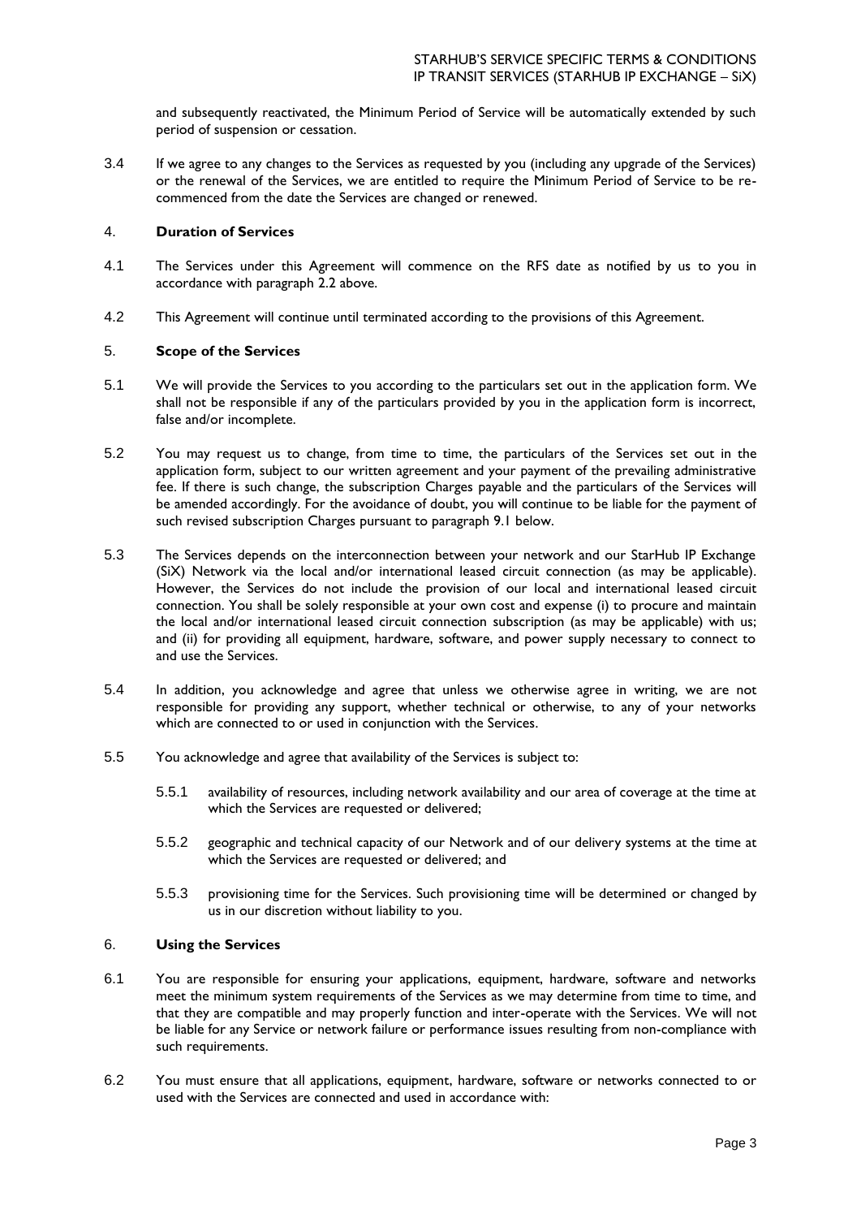and subsequently reactivated, the Minimum Period of Service will be automatically extended by such period of suspension or cessation.

3.4 If we agree to any changes to the Services as requested by you (including any upgrade of the Services) or the renewal of the Services, we are entitled to require the Minimum Period of Service to be re-commenced from the date the Services are changed or renewed.

## 4. Duration of Services

4.1 The Services under this Agreement will commence on the RFS date as notified by us to you in accordance with paragraph 2.2 above.

4.2 This Agreement will continue until terminated according to the provisions of this Agreement.

## 5. Scope of the Services

5.1 We will provide the Services to you according to the particulars set out in the application form. We shall not be responsible if any of the particulars provided by you in the application form is incorrect, false and/or incomplete.

5.2 You may request us to change, from time to time, the particulars of the Services set out in the application form, subject to our written agreement and your payment of the prevailing administrative fee. If there is such change, the subscription Charges payable and the particulars of the Services will be amended accordingly. For the avoidance of doubt, you will continue to be liable for the payment of such revised subscription Charges pursuant to paragraph 9.1 below.

5.3 The Services depends on the interconnection between your network and our StarHub IP Exchange (SiX) Network via the local and/or international leased circuit connection (as may be applicable). However, the Services do not include the provision of our local and international leased circuit connection. You shall be solely responsible at your own cost and expense (i) to procure and maintain the local and/or international leased circuit connection subscription (as may be applicable) with us; and (ii) for providing all equipment, hardware, software, and power supply necessary to connect to and use the Services.

5.4 In addition, you acknowledge and agree that unless we otherwise agree in writing, we are not responsible for providing any support, whether technical or otherwise, to any of your networks which are connected to or used in conjunction with the Services.

5.5 You acknowledge and agree that availability of the Services is subject to:

5.5.1 availability of resources, including network availability and our area of coverage at the time at which the Services are requested or delivered;

5.5.2 geographic and technical capacity of our Network and of our delivery systems at the time at which the Services are requested or delivered; and

5.5.3 provisioning time for the Services. Such provisioning time will be determined or changed by us in our discretion without liability to you.

## 6. Using the Services

6.1 You are responsible for ensuring your applications, equipment, hardware, software and networks meet the minimum system requirements of the Services as we may determine from time to time, and that they are compatible and may properly function and inter-operate with the Services. We will not be liable for any Service or network failure or performance issues resulting from non-compliance with such requirements.

6.2 You must ensure that all applications, equipment, hardware, software or networks connected to or used with the Services are connected and used in accordance with: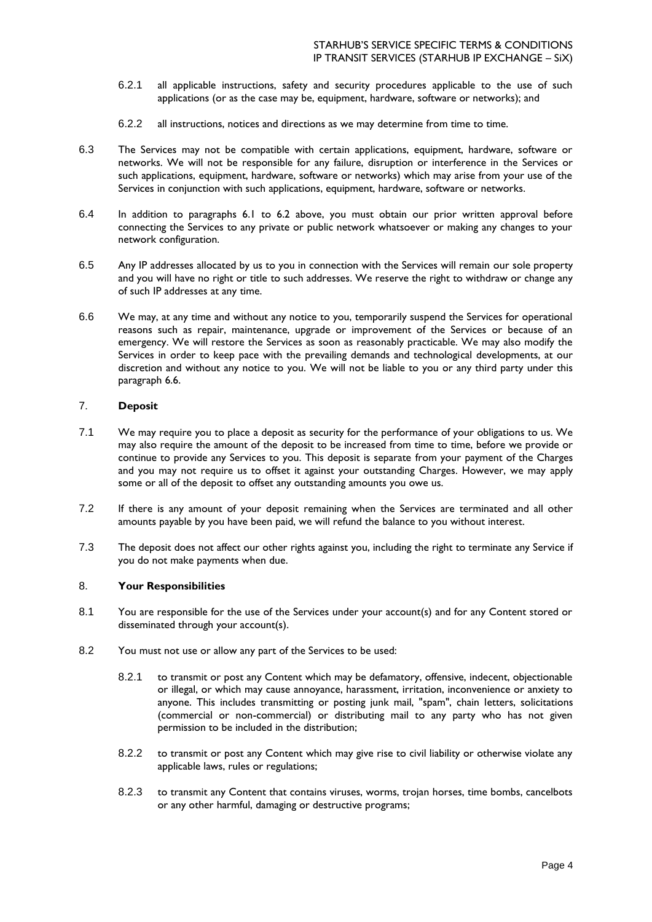6.2.1 all applicable instructions, safety and security procedures applicable to the use of such applications (or as the case may be, equipment, hardware, software or networks); and

6.2.2 all instructions, notices and directions as we may determine from time to time.

6.3 The Services may not be compatible with certain applications, equipment, hardware, software or networks. We will not be responsible for any failure, disruption or interference in the Services or such applications, equipment, hardware, software or networks) which may arise from your use of the Services in conjunction with such applications, equipment, hardware, software or networks.

6.4 In addition to paragraphs 6.1 to 6.2 above, you must obtain our prior written approval before connecting the Services to any private or public network whatsoever or making any changes to your network configuration.

6.5 Any IP addresses allocated by us to you in connection with the Services will remain our sole property and you will have no right or title to such addresses. We reserve the right to withdraw or change any of such IP addresses at any time.

6.6 We may, at any time and without any notice to you, temporarily suspend the Services for operational reasons such as repair, maintenance, upgrade or improvement of the Services or because of an emergency. We will restore the Services as soon as reasonably practicable. We may also modify the Services in order to keep pace with the prevailing demands and technological developments, at our discretion and without any notice to you. We will not be liable to you or any third party under this paragraph 6.6.

## 7. **Deposit**

7.1 We may require you to place a deposit as security for the performance of your obligations to us. We may also require the amount of the deposit to be increased from time to time, before we provide or continue to provide any Services to you. This deposit is separate from your payment of the Charges and you may not require us to offset it against your outstanding Charges. However, we may apply some or all of the deposit to offset any outstanding amounts you owe us.

7.2 If there is any amount of your deposit remaining when the Services are terminated and all other amounts payable by you have been paid, we will refund the balance to you without interest.

7.3 The deposit does not affect our other rights against you, including the right to terminate any Service if you do not make payments when due.

## 8. **Your Responsibilities**

8.1 You are responsible for the use of the Services under your account(s) and for any Content stored or disseminated through your account(s).

8.2 You must not use or allow any part of the Services to be used:

8.2.1 to transmit or post any Content which may be defamatory, offensive, indecent, objectionable or illegal, or which may cause annoyance, harassment, irritation, inconvenience or anxiety to anyone. This includes transmitting or posting junk mail, "spam", chain letters, solicitations (commercial or non-commercial) or distributing mail to any party who has not given permission to be included in the distribution;

8.2.2 to transmit or post any Content which may give rise to civil liability or otherwise violate any applicable laws, rules or regulations;

8.2.3 to transmit any Content that contains viruses, worms, trojan horses, time bombs, cancelbots or any other harmful, damaging or destructive programs;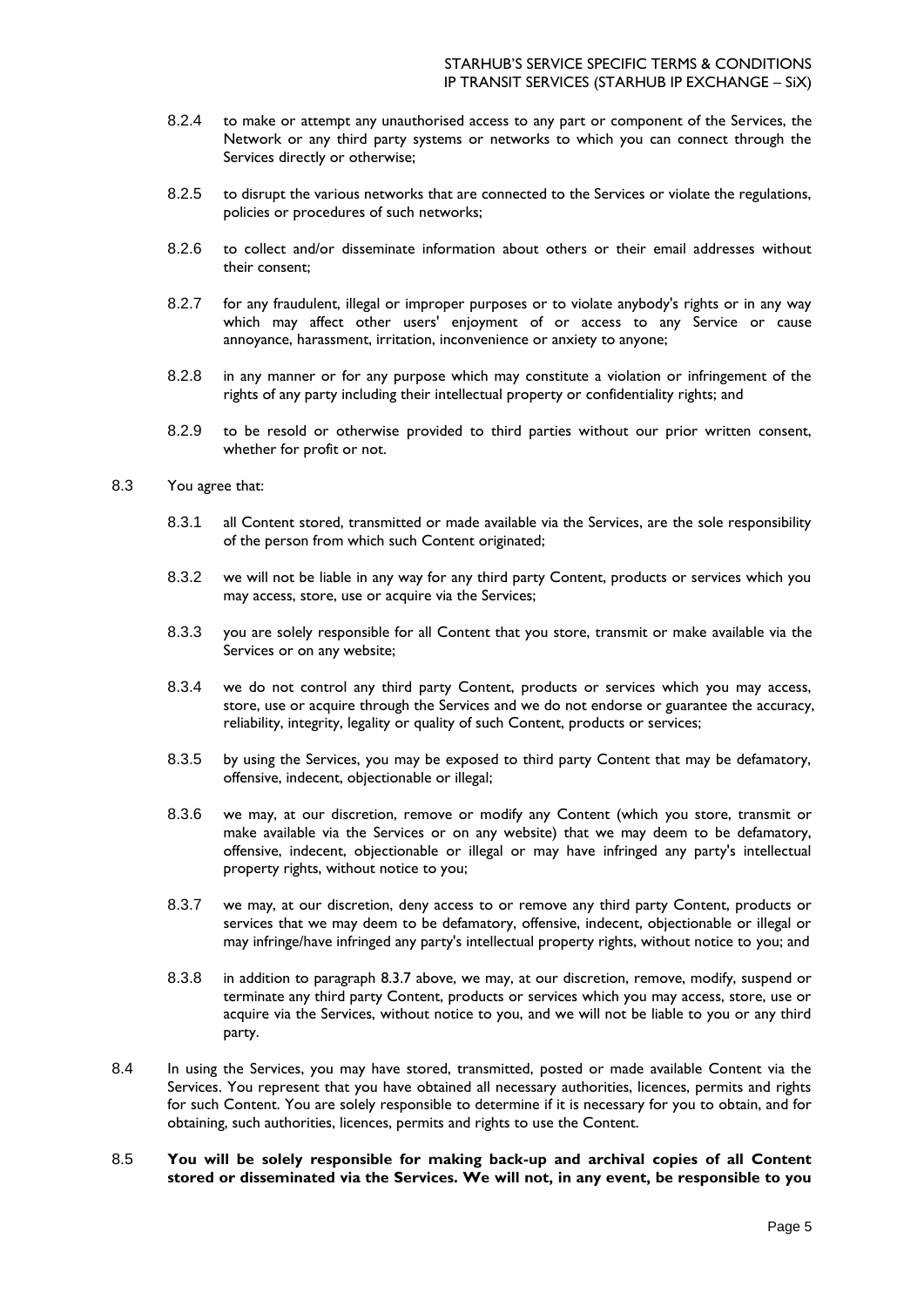8.2.4 to make or attempt any unauthorised access to any part or component of the Services, the Network or any third party systems or networks to which you can connect through the Services directly or otherwise;

8.2.5 to disrupt the various networks that are connected to the Services or violate the regulations, policies or procedures of such networks;

8.2.6 to collect and/or disseminate information about others or their email addresses without their consent;

8.2.7 for any fraudulent, illegal or improper purposes or to violate anybody's rights or in any way which may affect other users' enjoyment of or access to any Service or cause annoyance, harassment, irritation, inconvenience or anxiety to anyone;

8.2.8 in any manner or for any purpose which may constitute a violation or infringement of the rights of any party including their intellectual property or confidentiality rights; and

8.2.9 to be resold or otherwise provided to third parties without our prior written consent, whether for profit or not.

8.3 You agree that:

8.3.1 all Content stored, transmitted or made available via the Services, are the sole responsibility of the person from which such Content originated;

8.3.2 we will not be liable in any way for any third party Content, products or services which you may access, store, use or acquire via the Services;

8.3.3 you are solely responsible for all Content that you store, transmit or make available via the Services or on any website;

8.3.4 we do not control any third party Content, products or services which you may access, store, use or acquire through the Services and we do not endorse or guarantee the accuracy, reliability, integrity, legality or quality of such Content, products or services;

8.3.5 by using the Services, you may be exposed to third party Content that may be defamatory, offensive, indecent, objectionable or illegal;

8.3.6 we may, at our discretion, remove or modify any Content (which you store, transmit or make available via the Services or on any website) that we may deem to be defamatory, offensive, indecent, objectionable or illegal or may have infringed any party's intellectual property rights, without notice to you;

8.3.7 we may, at our discretion, deny access to or remove any third party Content, products or services that we may deem to be defamatory, offensive, indecent, objectionable or illegal or may infringe/have infringed any party's intellectual property rights, without notice to you; and

8.3.8 in addition to paragraph 8.3.7 above, we may, at our discretion, remove, modify, suspend or terminate any third party Content, products or services which you may access, store, use or acquire via the Services, without notice to you, and we will not be liable to you or any third party.

8.4 In using the Services, you may have stored, transmitted, posted or made available Content via the Services. You represent that you have obtained all necessary authorities, licences, permits and rights for such Content. You are solely responsible to determine if it is necessary for you to obtain, and for obtaining, such authorities, licences, permits and rights to use the Content.

8.5 **You will be solely responsible for making back-up and archival copies of all Content stored or disseminated via the Services. We will not, in any event, be responsible to you**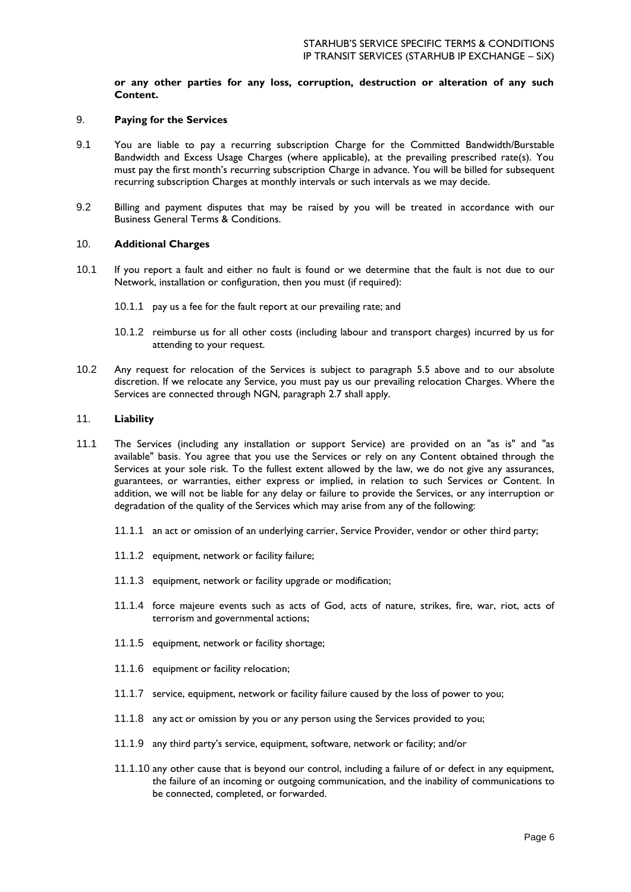**or any other parties for any loss, corruption, destruction or alteration of any such Content.**

## 9. Paying for the Services

9.1 You are liable to pay a recurring subscription Charge for the Committed Bandwidth/Burstable Bandwidth and Excess Usage Charges (where applicable), at the prevailing prescribed rate(s). You must pay the first month's recurring subscription Charge in advance. You will be billed for subsequent recurring subscription Charges at monthly intervals or such intervals as we may decide.

9.2 Billing and payment disputes that may be raised by you will be treated in accordance with our Business General Terms & Conditions.

## 10. Additional Charges

10.1 If you report a fault and either no fault is found or we determine that the fault is not due to our Network, installation or configuration, then you must (if required):

10.1.1 pay us a fee for the fault report at our prevailing rate; and

10.1.2 reimburse us for all other costs (including labour and transport charges) incurred by us for attending to your request.

10.2 Any request for relocation of the Services is subject to paragraph 5.5 above and to our absolute discretion. If we relocate any Service, you must pay us our prevailing relocation Charges. Where the Services are connected through NGN, paragraph 2.7 shall apply.

## 11. Liability

11.1 The Services (including any installation or support Service) are provided on an "as is" and "as available" basis. You agree that you use the Services or rely on any Content obtained through the Services at your sole risk. To the fullest extent allowed by the law, we do not give any assurances, guarantees, or warranties, either express or implied, in relation to such Services or Content. In addition, we will not be liable for any delay or failure to provide the Services, or any interruption or degradation of the quality of the Services which may arise from any of the following:

11.1.1 an act or omission of an underlying carrier, Service Provider, vendor or other third party;

11.1.2 equipment, network or facility failure;

11.1.3 equipment, network or facility upgrade or modification;

11.1.4 force majeure events such as acts of God, acts of nature, strikes, fire, war, riot, acts of terrorism and governmental actions;

11.1.5 equipment, network or facility shortage;

11.1.6 equipment or facility relocation;

11.1.7 service, equipment, network or facility failure caused by the loss of power to you;

11.1.8 any act or omission by you or any person using the Services provided to you;

11.1.9 any third party's service, equipment, software, network or facility; and/or

11.1.10 any other cause that is beyond our control, including a failure of or defect in any equipment, the failure of an incoming or outgoing communication, and the inability of communications to be connected, completed, or forwarded.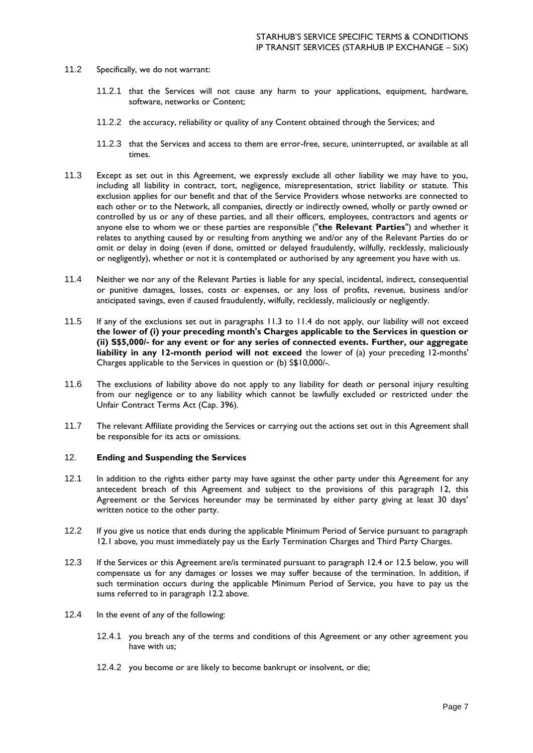11.2 Specifically, we do not warrant:

11.2.1 that the Services will not cause any harm to your applications, equipment, hardware, software, networks or Content;

11.2.2 the accuracy, reliability or quality of any Content obtained through the Services; and

11.2.3 that the Services and access to them are error-free, secure, uninterrupted, or available at all times.

11.3 Except as set out in this Agreement, we expressly exclude all other liability we may have to you, including all liability in contract, tort, negligence, misrepresentation, strict liability or statute. This exclusion applies for our benefit and that of the Service Providers whose networks are connected to each other or to the Network, all companies, directly or indirectly owned, wholly or partly owned or controlled by us or any of these parties, and all their officers, employees, contractors and agents or anyone else to whom we or these parties are responsible ("**the Relevant Parties**") and whether it relates to anything caused by or resulting from anything we and/or any of the Relevant Parties do or omit or delay in doing (even if done, omitted or delayed fraudulently, wilfully, recklessly, maliciously or negligently), whether or not it is contemplated or authorised by any agreement you have with us.

11.4 Neither we nor any of the Relevant Parties is liable for any special, incidental, indirect, consequential or punitive damages, losses, costs or expenses, or any loss of profits, revenue, business and/or anticipated savings, even if caused fraudulently, wilfully, recklessly, maliciously or negligently.

11.5 If any of the exclusions set out in paragraphs 11.3 to 11.4 do not apply, our liability will not exceed **the lower of (i) your preceding month's Charges applicable to the Services in question or (ii) S$5,000/- for any event or for any series of connected events. Further, our aggregate liability in any 12-month period will not exceed** the lower of (a) your preceding 12-months' Charges applicable to the Services in question or (b) S$10,000/-.

11.6 The exclusions of liability above do not apply to any liability for death or personal injury resulting from our negligence or to any liability which cannot be lawfully excluded or restricted under the Unfair Contract Terms Act (Cap. 396).

11.7 The relevant Affiliate providing the Services or carrying out the actions set out in this Agreement shall be responsible for its acts or omissions.

## 12. Ending and Suspending the Services

12.1 In addition to the rights either party may have against the other party under this Agreement for any antecedent breach of this Agreement and subject to the provisions of this paragraph 12, this Agreement or the Services hereunder may be terminated by either party giving at least 30 days' written notice to the other party.

12.2 If you give us notice that ends during the applicable Minimum Period of Service pursuant to paragraph 12.1 above, you must immediately pay us the Early Termination Charges and Third Party Charges.

12.3 If the Services or this Agreement are/is terminated pursuant to paragraph 12.4 or 12.5 below, you will compensate us for any damages or losses we may suffer because of the termination. In addition, if such termination occurs during the applicable Minimum Period of Service, you have to pay us the sums referred to in paragraph 12.2 above.

12.4 In the event of any of the following:

12.4.1 you breach any of the terms and conditions of this Agreement or any other agreement you have with us;

12.4.2 you become or are likely to become bankrupt or insolvent, or die;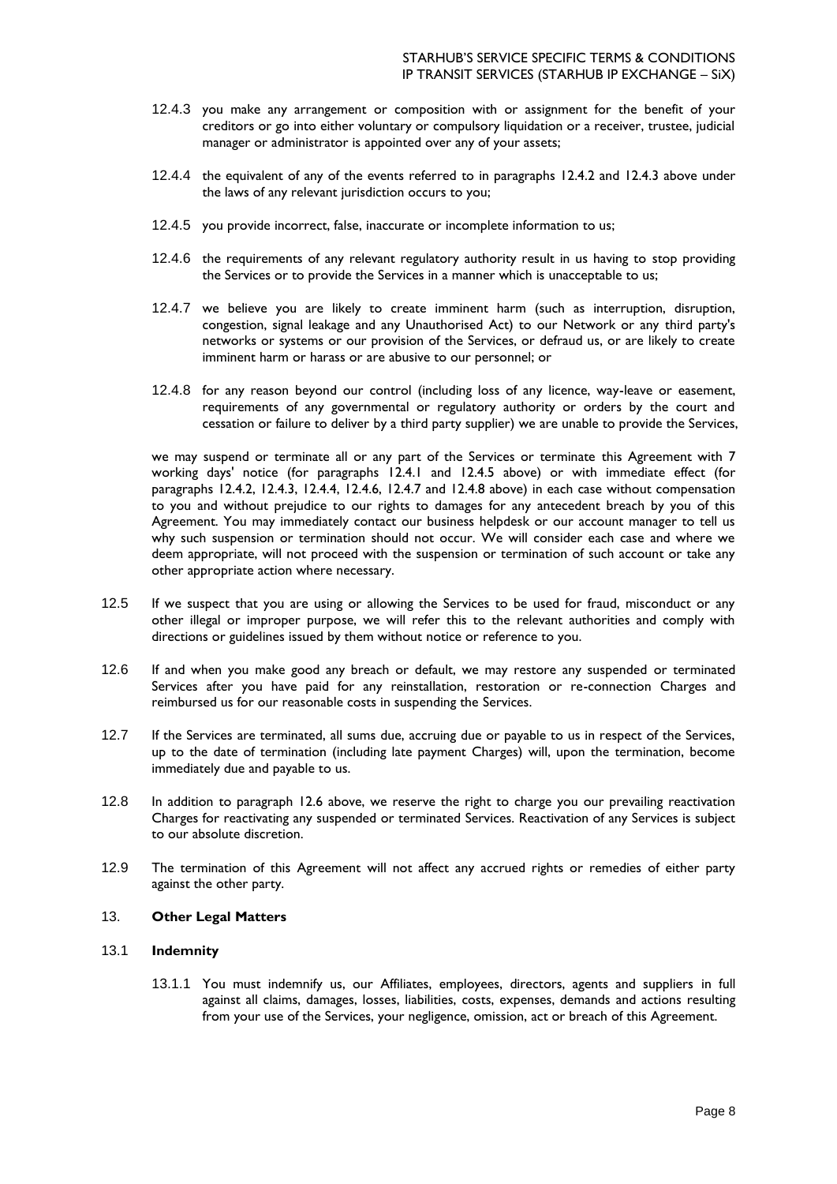12.4.3 you make any arrangement or composition with or assignment for the benefit of your creditors or go into either voluntary or compulsory liquidation or a receiver, trustee, judicial manager or administrator is appointed over any of your assets;

12.4.4 the equivalent of any of the events referred to in paragraphs 12.4.2 and 12.4.3 above under the laws of any relevant jurisdiction occurs to you;

12.4.5 you provide incorrect, false, inaccurate or incomplete information to us;

12.4.6 the requirements of any relevant regulatory authority result in us having to stop providing the Services or to provide the Services in a manner which is unacceptable to us;

12.4.7 we believe you are likely to create imminent harm (such as interruption, disruption, congestion, signal leakage and any Unauthorised Act) to our Network or any third party's networks or systems or our provision of the Services, or defraud us, or are likely to create imminent harm or harass or are abusive to our personnel; or

12.4.8 for any reason beyond our control (including loss of any licence, way-leave or easement, requirements of any governmental or regulatory authority or orders by the court and cessation or failure to deliver by a third party supplier) we are unable to provide the Services,

we may suspend or terminate all or any part of the Services or terminate this Agreement with 7 working days' notice (for paragraphs 12.4.1 and 12.4.5 above) or with immediate effect (for paragraphs 12.4.2, 12.4.3, 12.4.4, 12.4.6, 12.4.7 and 12.4.8 above) in each case without compensation to you and without prejudice to our rights to damages for any antecedent breach by you of this Agreement. You may immediately contact our business helpdesk or our account manager to tell us why such suspension or termination should not occur. We will consider each case and where we deem appropriate, will not proceed with the suspension or termination of such account or take any other appropriate action where necessary.

12.5 If we suspect that you are using or allowing the Services to be used for fraud, misconduct or any other illegal or improper purpose, we will refer this to the relevant authorities and comply with directions or guidelines issued by them without notice or reference to you.

12.6 If and when you make good any breach or default, we may restore any suspended or terminated Services after you have paid for any reinstallation, restoration or re-connection Charges and reimbursed us for our reasonable costs in suspending the Services.

12.7 If the Services are terminated, all sums due, accruing due or payable to us in respect of the Services, up to the date of termination (including late payment Charges) will, upon the termination, become immediately due and payable to us.

12.8 In addition to paragraph 12.6 above, we reserve the right to charge you our prevailing reactivation Charges for reactivating any suspended or terminated Services. Reactivation of any Services is subject to our absolute discretion.

12.9 The termination of this Agreement will not affect any accrued rights or remedies of either party against the other party.

## 13. **Other Legal Matters**

### 13.1 **Indemnity**

13.1.1 You must indemnify us, our Affiliates, employees, directors, agents and suppliers in full against all claims, damages, losses, liabilities, costs, expenses, demands and actions resulting from your use of the Services, your negligence, omission, act or breach of this Agreement.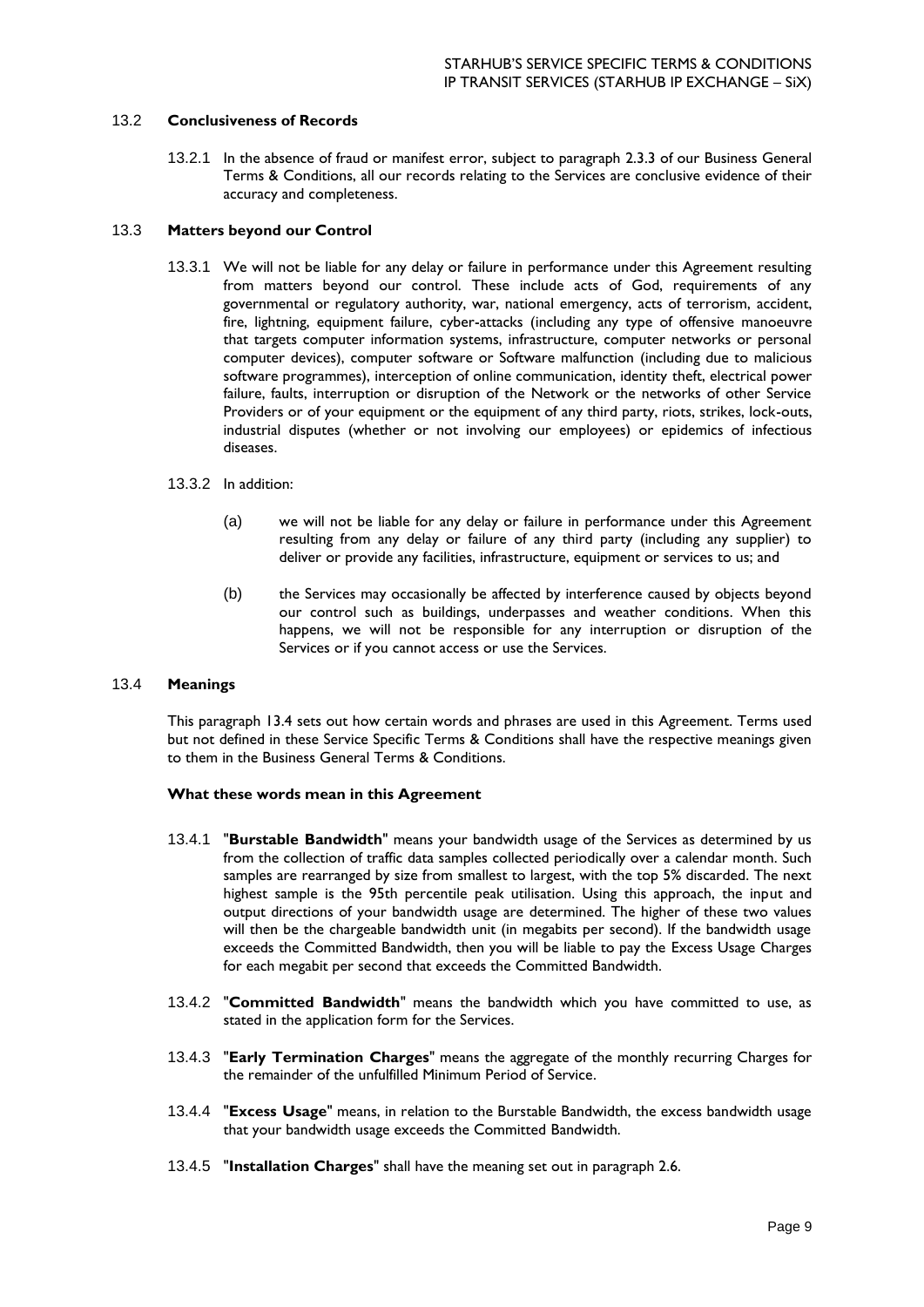### 13.2 **Conclusiveness of Records**

13.2.1 In the absence of fraud or manifest error, subject to paragraph 2.3.3 of our Business General Terms & Conditions, all our records relating to the Services are conclusive evidence of their accuracy and completeness.

### 13.3 **Matters beyond our Control**

13.3.1 We will not be liable for any delay or failure in performance under this Agreement resulting from matters beyond our control. These include acts of God, requirements of any governmental or regulatory authority, war, national emergency, acts of terrorism, accident, fire, lightning, equipment failure, cyber-attacks (including any type of offensive manoeuvre that targets computer information systems, infrastructure, computer networks or personal computer devices), computer software or Software malfunction (including due to malicious software programmes), interception of online communication, identity theft, electrical power failure, faults, interruption or disruption of the Network or the networks of other Service Providers or of your equipment or the equipment of any third party, riots, strikes, lock-outs, industrial disputes (whether or not involving our employees) or epidemics of infectious diseases.

13.3.2 In addition:

(a) we will not be liable for any delay or failure in performance under this Agreement resulting from any delay or failure of any third party (including any supplier) to deliver or provide any facilities, infrastructure, equipment or services to us; and

(b) the Services may occasionally be affected by interference caused by objects beyond our control such as buildings, underpasses and weather conditions. When this happens, we will not be responsible for any interruption or disruption of the Services or if you cannot access or use the Services.

### 13.4 **Meanings**

This paragraph 13.4 sets out how certain words and phrases are used in this Agreement. Terms used but not defined in these Service Specific Terms & Conditions shall have the respective meanings given to them in the Business General Terms & Conditions.

**What these words mean in this Agreement**

13.4.1 "**Burstable Bandwidth**" means your bandwidth usage of the Services as determined by us from the collection of traffic data samples collected periodically over a calendar month. Such samples are rearranged by size from smallest to largest, with the top 5% discarded. The next highest sample is the 95th percentile peak utilisation. Using this approach, the input and output directions of your bandwidth usage are determined. The higher of these two values will then be the chargeable bandwidth unit (in megabits per second). If the bandwidth usage exceeds the Committed Bandwidth, then you will be liable to pay the Excess Usage Charges for each megabit per second that exceeds the Committed Bandwidth.

13.4.2 "**Committed Bandwidth**" means the bandwidth which you have committed to use, as stated in the application form for the Services.

13.4.3 "**Early Termination Charges**" means the aggregate of the monthly recurring Charges for the remainder of the unfulfilled Minimum Period of Service.

13.4.4 "**Excess Usage**" means, in relation to the Burstable Bandwidth, the excess bandwidth usage that your bandwidth usage exceeds the Committed Bandwidth.

13.4.5 "**Installation Charges**" shall have the meaning set out in paragraph 2.6.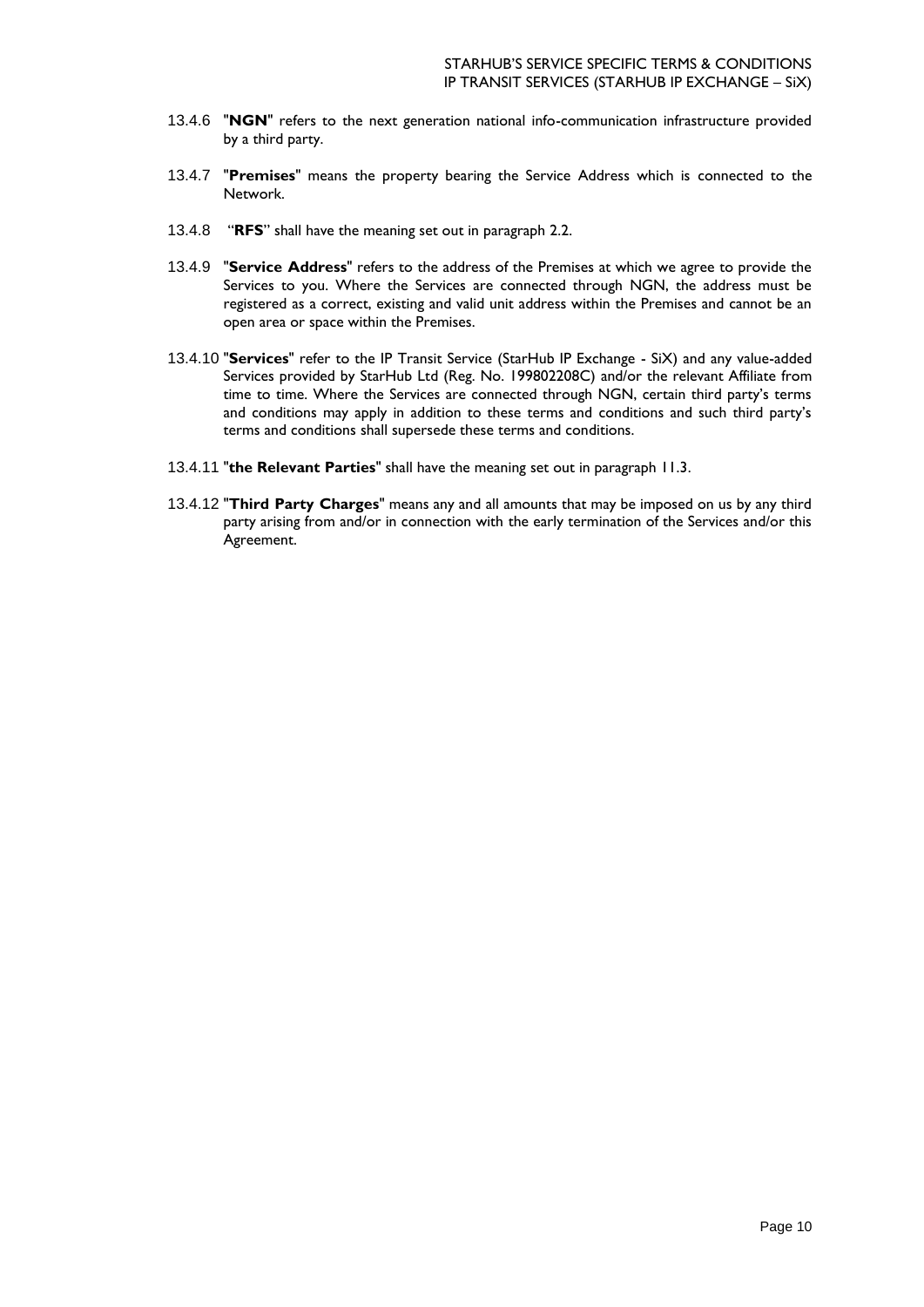13.4.6 "**NGN**" refers to the next generation national info-communication infrastructure provided by a third party.

13.4.7 "**Premises**" means the property bearing the Service Address which is connected to the Network.

13.4.8 "**RFS**" shall have the meaning set out in paragraph 2.2.

13.4.9 "**Service Address**" refers to the address of the Premises at which we agree to provide the Services to you. Where the Services are connected through NGN, the address must be registered as a correct, existing and valid unit address within the Premises and cannot be an open area or space within the Premises.

13.4.10 "**Services**" refer to the IP Transit Service (StarHub IP Exchange - SiX) and any value-added Services provided by StarHub Ltd (Reg. No. 199802208C) and/or the relevant Affiliate from time to time. Where the Services are connected through NGN, certain third party's terms and conditions may apply in addition to these terms and conditions and such third party's terms and conditions shall supersede these terms and conditions.

13.4.11 "**the Relevant Parties**" shall have the meaning set out in paragraph 11.3.

13.4.12 "**Third Party Charges**" means any and all amounts that may be imposed on us by any third party arising from and/or in connection with the early termination of the Services and/or this Agreement.